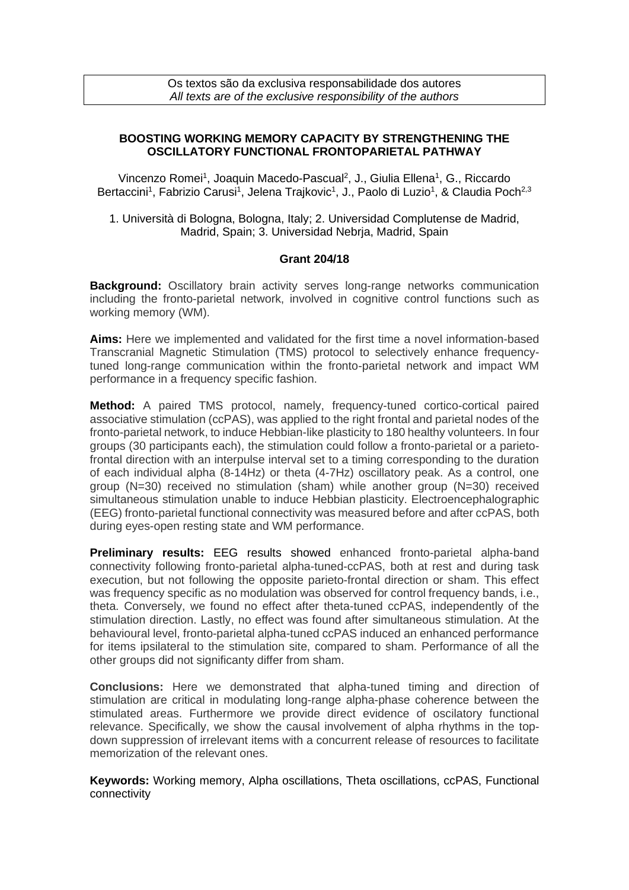Os textos são da exclusiva responsabilidade dos autores
*All texts are of the exclusive responsibility of the authors*

## BOOSTING WORKING MEMORY CAPACITY BY STRENGTHENING THE OSCILLATORY FUNCTIONAL FRONTOPARIETAL PATHWAY

Vincenzo Romei[1], Joaquin Macedo-Pascual[2], J., Giulia Ellena[1], G., Riccardo Bertaccini[1], Fabrizio Carusi[1], Jelena Trajkovic[1], J., Paolo di Luzio[1], & Claudia Poch[2,3]

1. Università di Bologna, Bologna, Italy; 2. Universidad Complutense de Madrid, Madrid, Spain; 3. Universidad Nebrja, Madrid, Spain

**Grant 204/18**

**Background:** Oscillatory brain activity serves long-range networks communication including the fronto-parietal network, involved in cognitive control functions such as working memory (WM).

**Aims:** Here we implemented and validated for the first time a novel information-based Transcranial Magnetic Stimulation (TMS) protocol to selectively enhance frequency-tuned long-range communication within the fronto-parietal network and impact WM performance in a frequency specific fashion.

**Method:** A paired TMS protocol, namely, frequency-tuned cortico-cortical paired associative stimulation (ccPAS), was applied to the right frontal and parietal nodes of the fronto-parietal network, to induce Hebbian-like plasticity to 180 healthy volunteers. In four groups (30 participants each), the stimulation could follow a fronto-parietal or a parieto-frontal direction with an interpulse interval set to a timing corresponding to the duration of each individual alpha (8-14Hz) or theta (4-7Hz) oscillatory peak. As a control, one group (N=30) received no stimulation (sham) while another group (N=30) received simultaneous stimulation unable to induce Hebbian plasticity. Electroencephalographic (EEG) fronto-parietal functional connectivity was measured before and after ccPAS, both during eyes-open resting state and WM performance.

**Preliminary results:** EEG results showed enhanced fronto-parietal alpha-band connectivity following fronto-parietal alpha-tuned-ccPAS, both at rest and during task execution, but not following the opposite parieto-frontal direction or sham. This effect was frequency specific as no modulation was observed for control frequency bands, i.e., theta. Conversely, we found no effect after theta-tuned ccPAS, independently of the stimulation direction. Lastly, no effect was found after simultaneous stimulation. At the behavioural level, fronto-parietal alpha-tuned ccPAS induced an enhanced performance for items ipsilateral to the stimulation site, compared to sham. Performance of all the other groups did not significanty differ from sham.

**Conclusions:** Here we demonstrated that alpha-tuned timing and direction of stimulation are critical in modulating long-range alpha-phase coherence between the stimulated areas. Furthermore we provide direct evidence of oscilatory functional relevance. Specifically, we show the causal involvement of alpha rhythms in the top-down suppression of irrelevant items with a concurrent release of resources to facilitate memorization of the relevant ones.

**Keywords:** Working memory, Alpha oscillations, Theta oscillations, ccPAS, Functional connectivity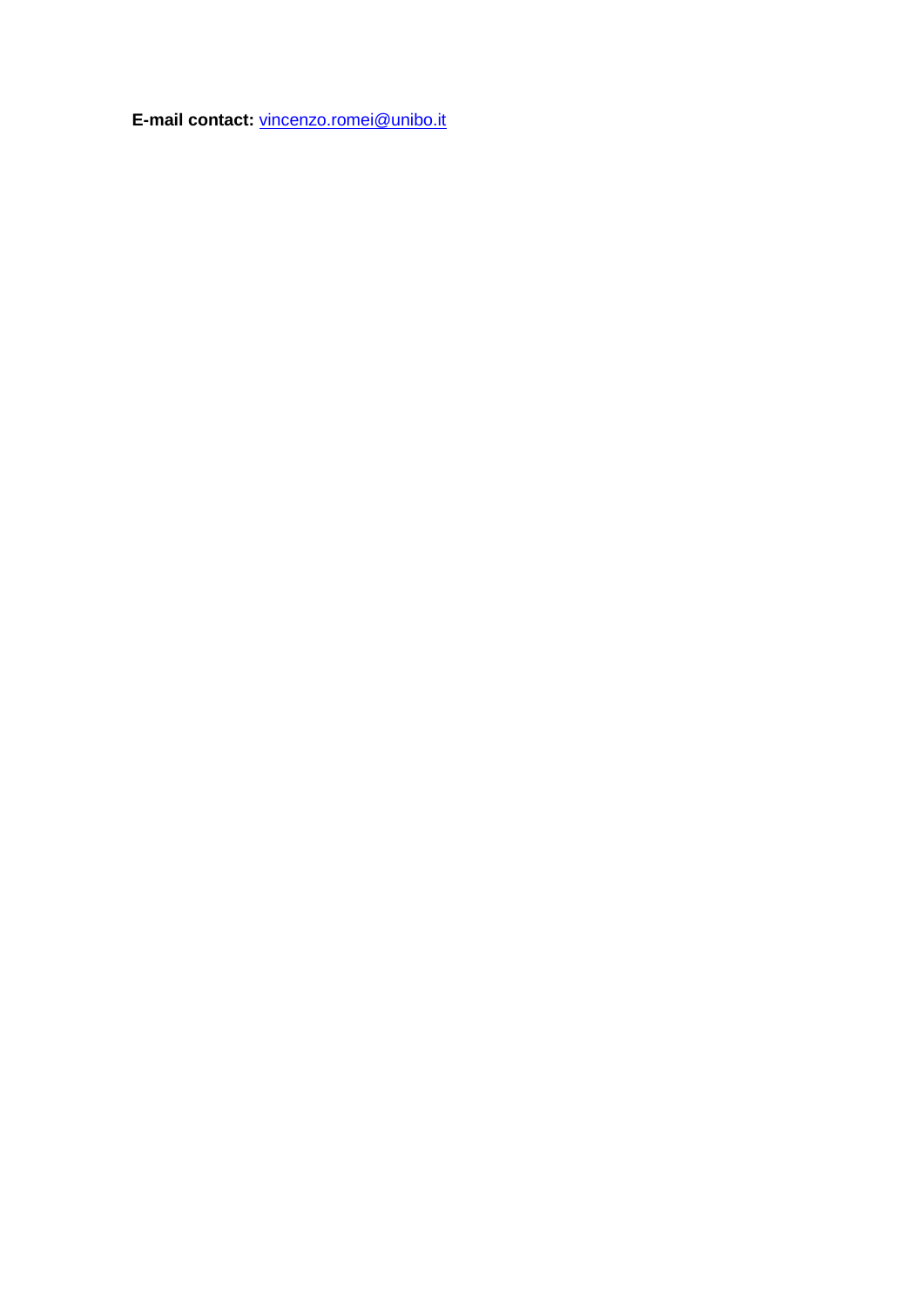**E-mail contact:** vincenzo.romei@unibo.it